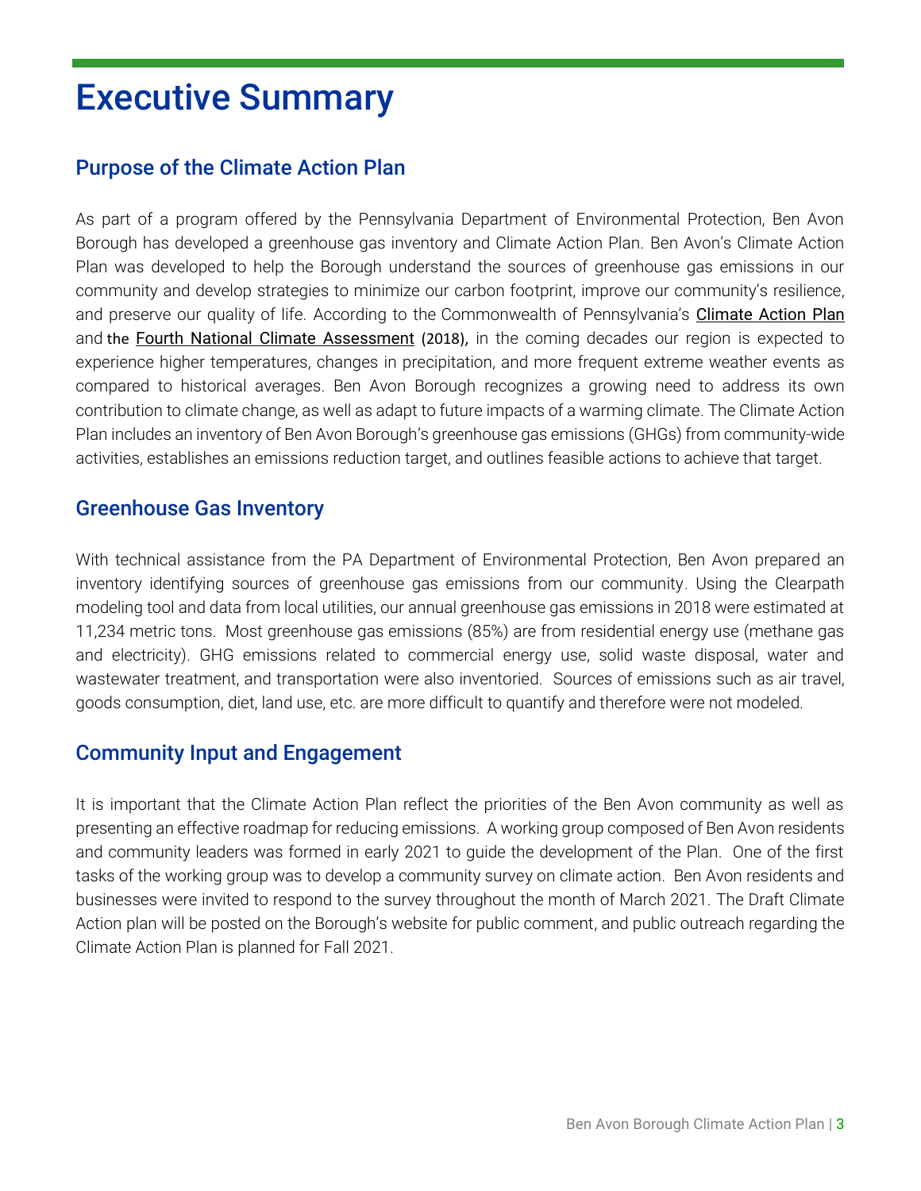# Executive Summary

## Purpose of the Climate Action Plan

As part of a program offered by the Pennsylvania Department of Environmental Protection, Ben Avon Borough has developed a greenhouse gas inventory and Climate Action Plan. Ben Avon's Climate Action Plan was developed to help the Borough understand the sources of greenhouse gas emissions in our community and develop strategies to minimize our carbon footprint, improve our community's resilience, and preserve our quality of life. According to the Commonwealth of Pennsylvania's Climate Action Plan and the Fourth National Climate Assessment (2018), in the coming decades our region is expected to experience higher temperatures, changes in precipitation, and more frequent extreme weather events as compared to historical averages. Ben Avon Borough recognizes a growing need to address its own contribution to climate change, as well as adapt to future impacts of a warming climate. The Climate Action Plan includes an inventory of Ben Avon Borough's greenhouse gas emissions (GHGs) from community-wide activities, establishes an emissions reduction target, and outlines feasible actions to achieve that target.

## Greenhouse Gas Inventory

With technical assistance from the PA Department of Environmental Protection, Ben Avon prepared an inventory identifying sources of greenhouse gas emissions from our community. Using the Clearpath modeling tool and data from local utilities, our annual greenhouse gas emissions in 2018 were estimated at 11,234 metric tons. Most greenhouse gas emissions (85%) are from residential energy use (methane gas and electricity). GHG emissions related to commercial energy use, solid waste disposal, water and wastewater treatment, and transportation were also inventoried. Sources of emissions such as air travel, goods consumption, diet, land use, etc. are more difficult to quantify and therefore were not modeled.

## Community Input and Engagement

It is important that the Climate Action Plan reflect the priorities of the Ben Avon community as well as presenting an effective roadmap for reducing emissions. A working group composed of Ben Avon residents and community leaders was formed in early 2021 to guide the development of the Plan. One of the first tasks of the working group was to develop a community survey on climate action. Ben Avon residents and businesses were invited to respond to the survey throughout the month of March 2021. The Draft Climate Action plan will be posted on the Borough's website for public comment, and public outreach regarding the Climate Action Plan is planned for Fall 2021.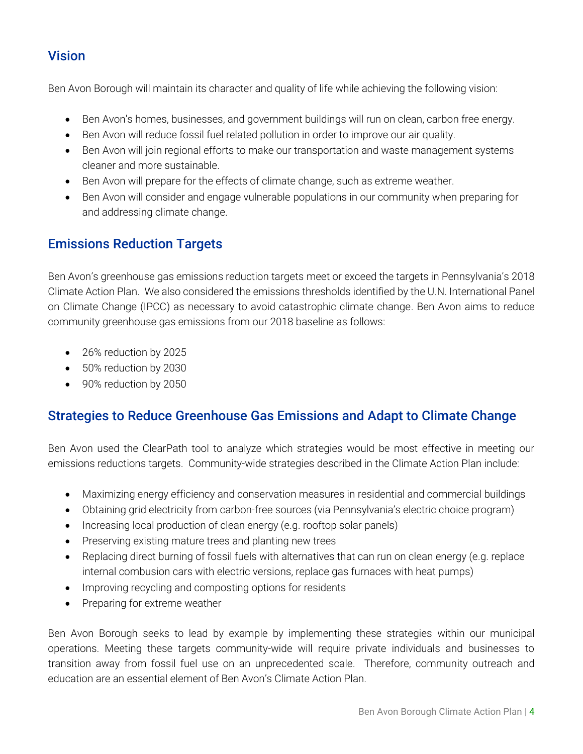## Vision

Ben Avon Borough will maintain its character and quality of life while achieving the following vision:

- Ben Avon's homes, businesses, and government buildings will run on clean, carbon free energy.
- Ben Avon will reduce fossil fuel related pollution in order to improve our air quality.
- Ben Avon will join regional efforts to make our transportation and waste management systems cleaner and more sustainable.
- Ben Avon will prepare for the effects of climate change, such as extreme weather.
- Ben Avon will consider and engage vulnerable populations in our community when preparing for and addressing climate change.

## Emissions Reduction Targets

Ben Avon's greenhouse gas emissions reduction targets meet or exceed the targets in Pennsylvania's 2018 Climate Action Plan. We also considered the emissions thresholds identified by the U.N. International Panel on Climate Change (IPCC) as necessary to avoid catastrophic climate change. Ben Avon aims to reduce community greenhouse gas emissions from our 2018 baseline as follows:

- 26% reduction by 2025
- 50% reduction by 2030
- 90% reduction by 2050

## Strategies to Reduce Greenhouse Gas Emissions and Adapt to Climate Change

Ben Avon used the ClearPath tool to analyze which strategies would be most effective in meeting our emissions reductions targets. Community-wide strategies described in the Climate Action Plan include:

- Maximizing energy efficiency and conservation measures in residential and commercial buildings
- Obtaining grid electricity from carbon-free sources (via Pennsylvania's electric choice program)
- Increasing local production of clean energy (e.g. rooftop solar panels)
- Preserving existing mature trees and planting new trees
- Replacing direct burning of fossil fuels with alternatives that can run on clean energy (e.g. replace internal combustion cars with electric versions, replace gas furnaces with heat pumps)
- Improving recycling and composting options for residents
- Preparing for extreme weather

Ben Avon Borough seeks to lead by example by implementing these strategies within our municipal operations. Meeting these targets community-wide will require private individuals and businesses to transition away from fossil fuel use on an unprecedented scale. Therefore, community outreach and education are an essential element of Ben Avon's Climate Action Plan.